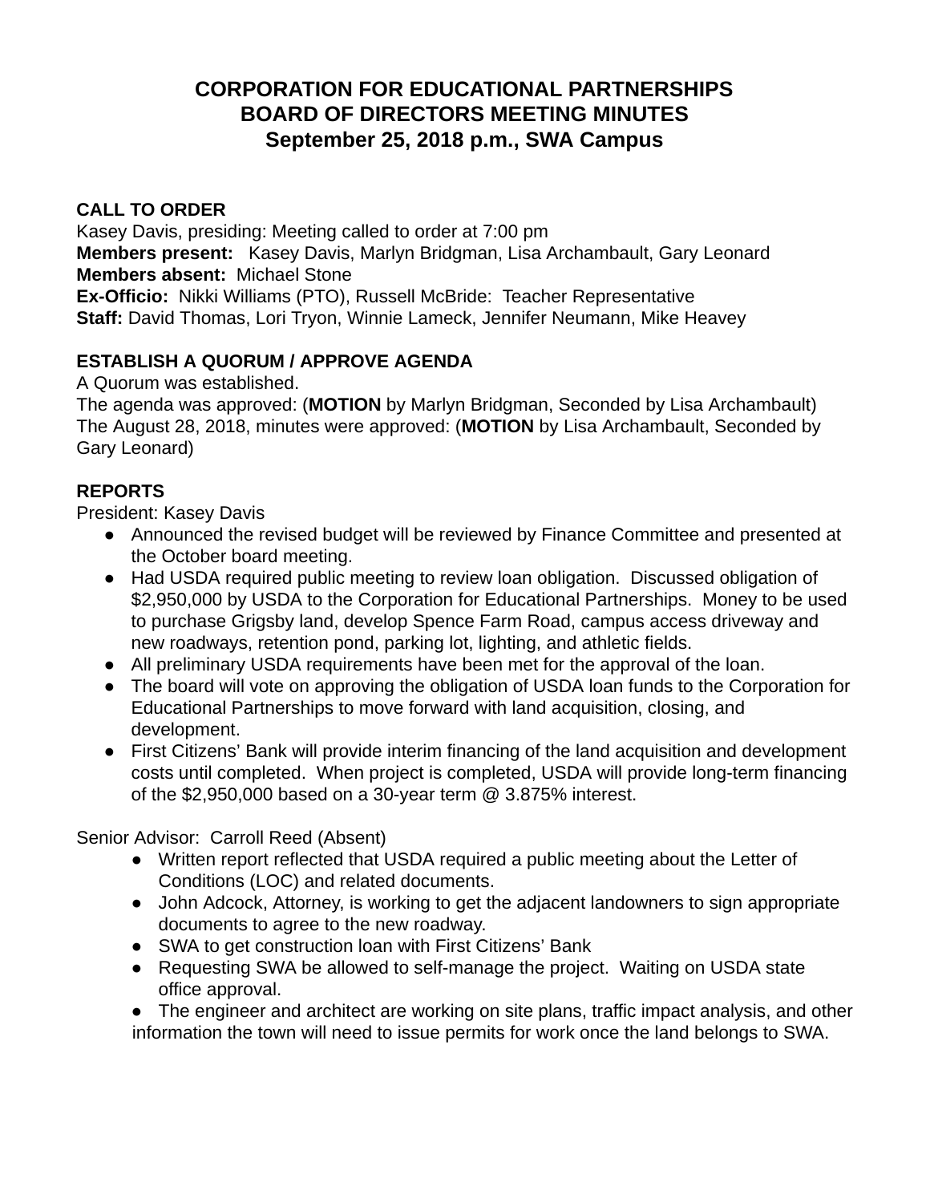# CORPORATION FOR EDUCATIONAL PARTNERSHIPS
# BOARD OF DIRECTORS MEETING MINUTES
# September 25, 2018 p.m., SWA Campus

**CALL TO ORDER**

Kasey Davis, presiding: Meeting called to order at 7:00 pm
**Members present:** Kasey Davis, Marlyn Bridgman, Lisa Archambault, Gary Leonard
**Members absent:** Michael Stone
**Ex-Officio:** Nikki Williams (PTO), Russell McBride: Teacher Representative
**Staff:** David Thomas, Lori Tryon, Winnie Lameck, Jennifer Neumann, Mike Heavey

**ESTABLISH A QUORUM / APPROVE AGENDA**

A Quorum was established.
The agenda was approved: (**MOTION** by Marlyn Bridgman, Seconded by Lisa Archambault)
The August 28, 2018, minutes were approved: (**MOTION** by Lisa Archambault, Seconded by Gary Leonard)

**REPORTS**

President: Kasey Davis

- Announced the revised budget will be reviewed by Finance Committee and presented at the October board meeting.
- Had USDA required public meeting to review loan obligation. Discussed obligation of $2,950,000 by USDA to the Corporation for Educational Partnerships. Money to be used to purchase Grigsby land, develop Spence Farm Road, campus access driveway and new roadways, retention pond, parking lot, lighting, and athletic fields.
- All preliminary USDA requirements have been met for the approval of the loan.
- The board will vote on approving the obligation of USDA loan funds to the Corporation for Educational Partnerships to move forward with land acquisition, closing, and development.
- First Citizens' Bank will provide interim financing of the land acquisition and development costs until completed. When project is completed, USDA will provide long-term financing of the $2,950,000 based on a 30-year term @ 3.875% interest.

Senior Advisor: Carroll Reed (Absent)

- Written report reflected that USDA required a public meeting about the Letter of Conditions (LOC) and related documents.
- John Adcock, Attorney, is working to get the adjacent landowners to sign appropriate documents to agree to the new roadway.
- SWA to get construction loan with First Citizens' Bank
- Requesting SWA be allowed to self-manage the project. Waiting on USDA state office approval.
- The engineer and architect are working on site plans, traffic impact analysis, and other information the town will need to issue permits for work once the land belongs to SWA.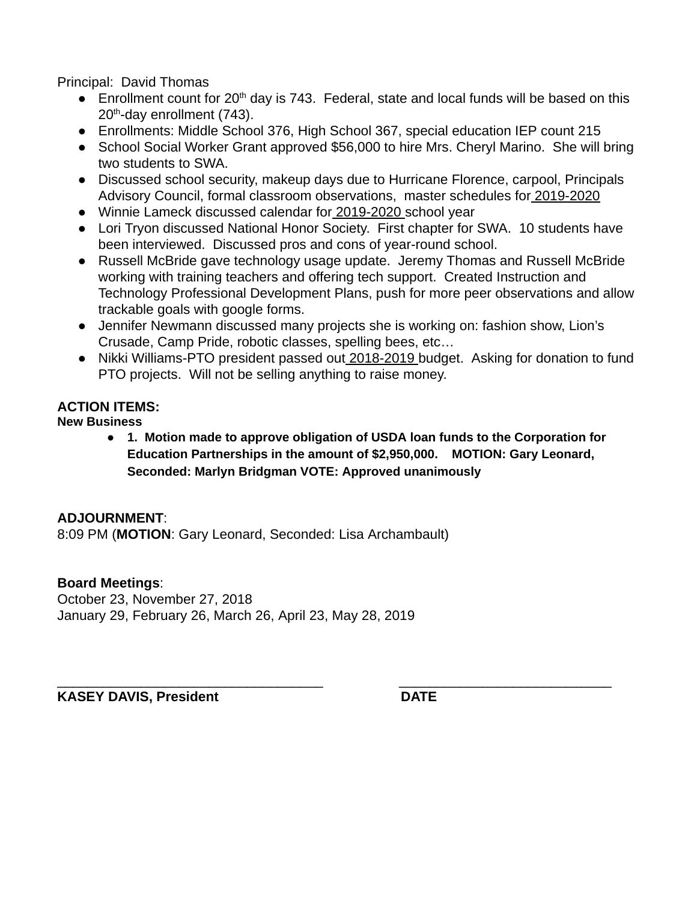Principal: David Thomas

- Enrollment count for 20th day is 743. Federal, state and local funds will be based on this 20th-day enrollment (743).
- Enrollments: Middle School 376, High School 367, special education IEP count 215
- School Social Worker Grant approved $56,000 to hire Mrs. Cheryl Marino. She will bring two students to SWA.
- Discussed school security, makeup days due to Hurricane Florence, carpool, Principals Advisory Council, formal classroom observations, master schedules for 2019-2020
- Winnie Lameck discussed calendar for 2019-2020 school year
- Lori Tryon discussed National Honor Society. First chapter for SWA. 10 students have been interviewed. Discussed pros and cons of year-round school.
- Russell McBride gave technology usage update. Jeremy Thomas and Russell McBride working with training teachers and offering tech support. Created Instruction and Technology Professional Development Plans, push for more peer observations and allow trackable goals with google forms.
- Jennifer Newmann discussed many projects she is working on: fashion show, Lion's Crusade, Camp Pride, robotic classes, spelling bees, etc…
- Nikki Williams-PTO president passed out 2018-2019 budget. Asking for donation to fund PTO projects. Will not be selling anything to raise money.

**ACTION ITEMS:**

**New Business**

- **1. Motion made to approve obligation of USDA loan funds to the Corporation for Education Partnerships in the amount of $2,950,000. MOTION: Gary Leonard, Seconded: Marlyn Bridgman VOTE: Approved unanimously**

**ADJOURNMENT**:
8:09 PM (**MOTION**: Gary Leonard, Seconded: Lisa Archambault)

**Board Meetings**:
October 23, November 27, 2018
January 29, February 26, March 26, April 23, May 28, 2019

___________________________________ ____________________________
**KASEY DAVIS, President** **DATE**